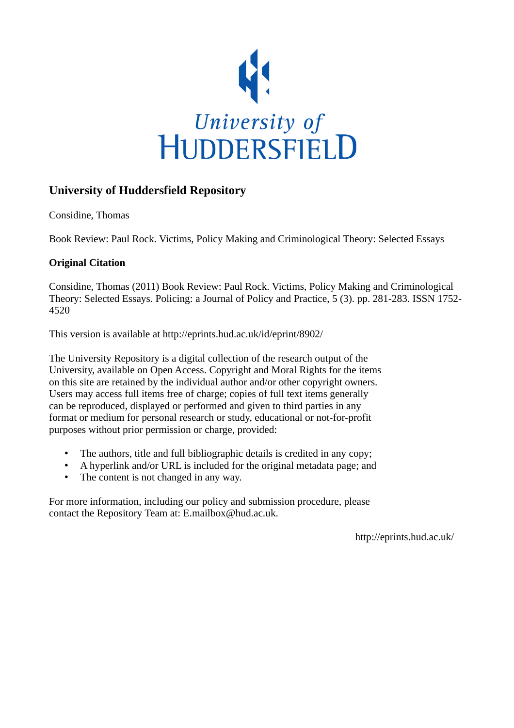University of
HUDDERSFIELD

## University of Huddersfield Repository

Considine, Thomas

Book Review: Paul Rock. Victims, Policy Making and Criminological Theory: Selected Essays

### Original Citation

Considine, Thomas (2011) Book Review: Paul Rock. Victims, Policy Making and Criminological Theory: Selected Essays. Policing: a Journal of Policy and Practice, 5 (3). pp. 281-283. ISSN 1752-4520

This version is available at http://eprints.hud.ac.uk/id/eprint/8902/

The University Repository is a digital collection of the research output of the University, available on Open Access. Copyright and Moral Rights for the items on this site are retained by the individual author and/or other copyright owners. Users may access full items free of charge; copies of full text items generally can be reproduced, displayed or performed and given to third parties in any format or medium for personal research or study, educational or not-for-profit purposes without prior permission or charge, provided:

- The authors, title and full bibliographic details is credited in any copy;
- A hyperlink and/or URL is included for the original metadata page; and
- The content is not changed in any way.

For more information, including our policy and submission procedure, please contact the Repository Team at: E.mailbox@hud.ac.uk.

http://eprints.hud.ac.uk/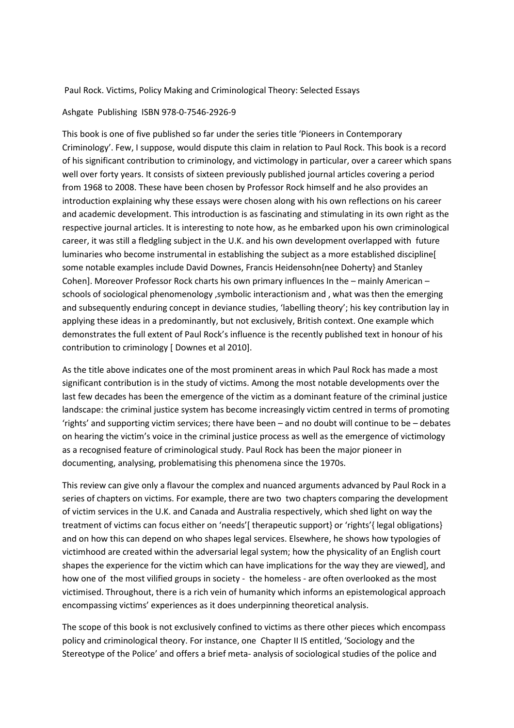Paul Rock. Victims, Policy Making and Criminological Theory: Selected Essays

Ashgate Publishing ISBN 978-0-7546-2926-9

This book is one of five published so far under the series title 'Pioneers in Contemporary Criminology'. Few, I suppose, would dispute this claim in relation to Paul Rock. This book is a record of his significant contribution to criminology, and victimology in particular, over a career which spans well over forty years. It consists of sixteen previously published journal articles covering a period from 1968 to 2008. These have been chosen by Professor Rock himself and he also provides an introduction explaining why these essays were chosen along with his own reflections on his career and academic development. This introduction is as fascinating and stimulating in its own right as the respective journal articles. It is interesting to note how, as he embarked upon his own criminological career, it was still a fledgling subject in the U.K. and his own development overlapped with future luminaries who become instrumental in establishing the subject as a more established discipline[ some notable examples include David Downes, Francis Heidensohn{nee Doherty} and Stanley Cohen]. Moreover Professor Rock charts his own primary influences In the – mainly American – schools of sociological phenomenology ,symbolic interactionism and , what was then the emerging and subsequently enduring concept in deviance studies, 'labelling theory'; his key contribution lay in applying these ideas in a predominantly, but not exclusively, British context. One example which demonstrates the full extent of Paul Rock's influence is the recently published text in honour of his contribution to criminology [ Downes et al 2010].

As the title above indicates one of the most prominent areas in which Paul Rock has made a most significant contribution is in the study of victims. Among the most notable developments over the last few decades has been the emergence of the victim as a dominant feature of the criminal justice landscape: the criminal justice system has become increasingly victim centred in terms of promoting 'rights' and supporting victim services; there have been – and no doubt will continue to be – debates on hearing the victim's voice in the criminal justice process as well as the emergence of victimology as a recognised feature of criminological study. Paul Rock has been the major pioneer in documenting, analysing, problematising this phenomena since the 1970s.

This review can give only a flavour the complex and nuanced arguments advanced by Paul Rock in a series of chapters on victims. For example, there are two two chapters comparing the development of victim services in the U.K. and Canada and Australia respectively, which shed light on way the treatment of victims can focus either on 'needs'[ therapeutic support} or 'rights'{ legal obligations} and on how this can depend on who shapes legal services. Elsewhere, he shows how typologies of victimhood are created within the adversarial legal system; how the physicality of an English court shapes the experience for the victim which can have implications for the way they are viewed], and how one of the most vilified groups in society - the homeless - are often overlooked as the most victimised. Throughout, there is a rich vein of humanity which informs an epistemological approach encompassing victims' experiences as it does underpinning theoretical analysis.

The scope of this book is not exclusively confined to victims as there other pieces which encompass policy and criminological theory. For instance, one Chapter II IS entitled, 'Sociology and the Stereotype of the Police' and offers a brief meta- analysis of sociological studies of the police and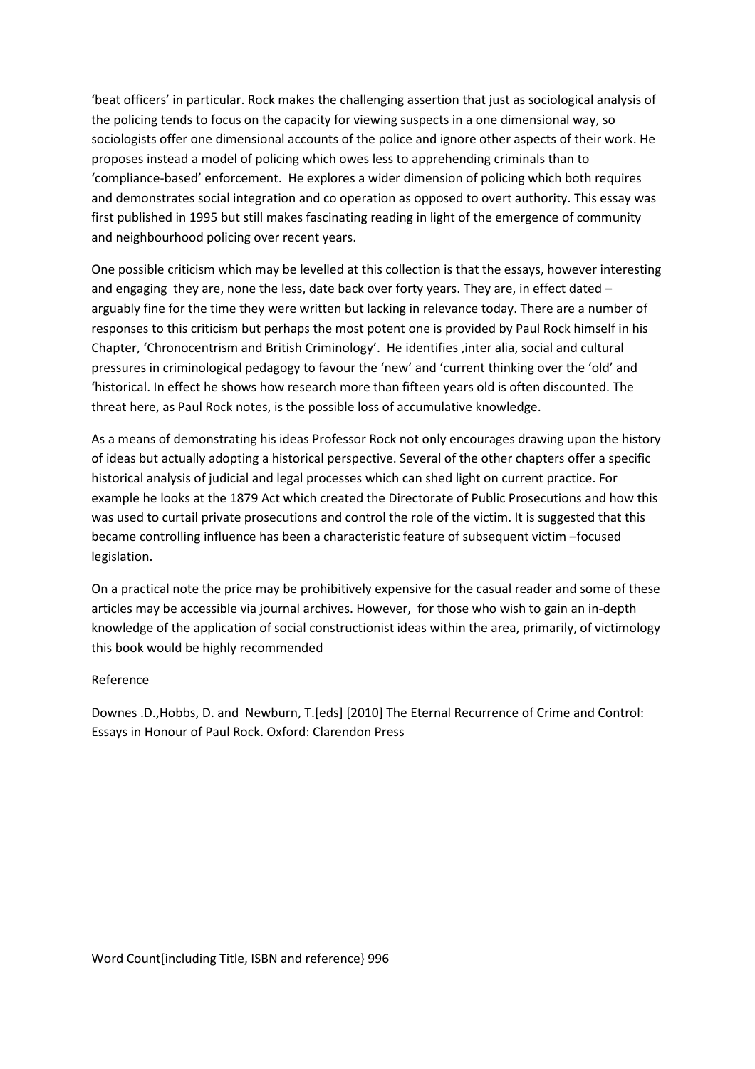'beat officers' in particular. Rock makes the challenging assertion that just as sociological analysis of the policing tends to focus on the capacity for viewing suspects in a one dimensional way, so sociologists offer one dimensional accounts of the police and ignore other aspects of their work. He proposes instead a model of policing which owes less to apprehending criminals than to 'compliance-based' enforcement. He explores a wider dimension of policing which both requires and demonstrates social integration and co operation as opposed to overt authority. This essay was first published in 1995 but still makes fascinating reading in light of the emergence of community and neighbourhood policing over recent years.

One possible criticism which may be levelled at this collection is that the essays, however interesting and engaging they are, none the less, date back over forty years. They are, in effect dated – arguably fine for the time they were written but lacking in relevance today. There are a number of responses to this criticism but perhaps the most potent one is provided by Paul Rock himself in his Chapter, 'Chronocentrism and British Criminology'. He identifies ,inter alia, social and cultural pressures in criminological pedagogy to favour the 'new' and 'current thinking over the 'old' and 'historical. In effect he shows how research more than fifteen years old is often discounted. The threat here, as Paul Rock notes, is the possible loss of accumulative knowledge.

As a means of demonstrating his ideas Professor Rock not only encourages drawing upon the history of ideas but actually adopting a historical perspective. Several of the other chapters offer a specific historical analysis of judicial and legal processes which can shed light on current practice. For example he looks at the 1879 Act which created the Directorate of Public Prosecutions and how this was used to curtail private prosecutions and control the role of the victim. It is suggested that this became controlling influence has been a characteristic feature of subsequent victim –focused legislation.

On a practical note the price may be prohibitively expensive for the casual reader and some of these articles may be accessible via journal archives. However, for those who wish to gain an in-depth knowledge of the application of social constructionist ideas within the area, primarily, of victimology this book would be highly recommended

Reference

Downes .D.,Hobbs, D. and Newburn, T.[eds] [2010] The Eternal Recurrence of Crime and Control: Essays in Honour of Paul Rock. Oxford: Clarendon Press

Word Count[including Title, ISBN and reference} 996